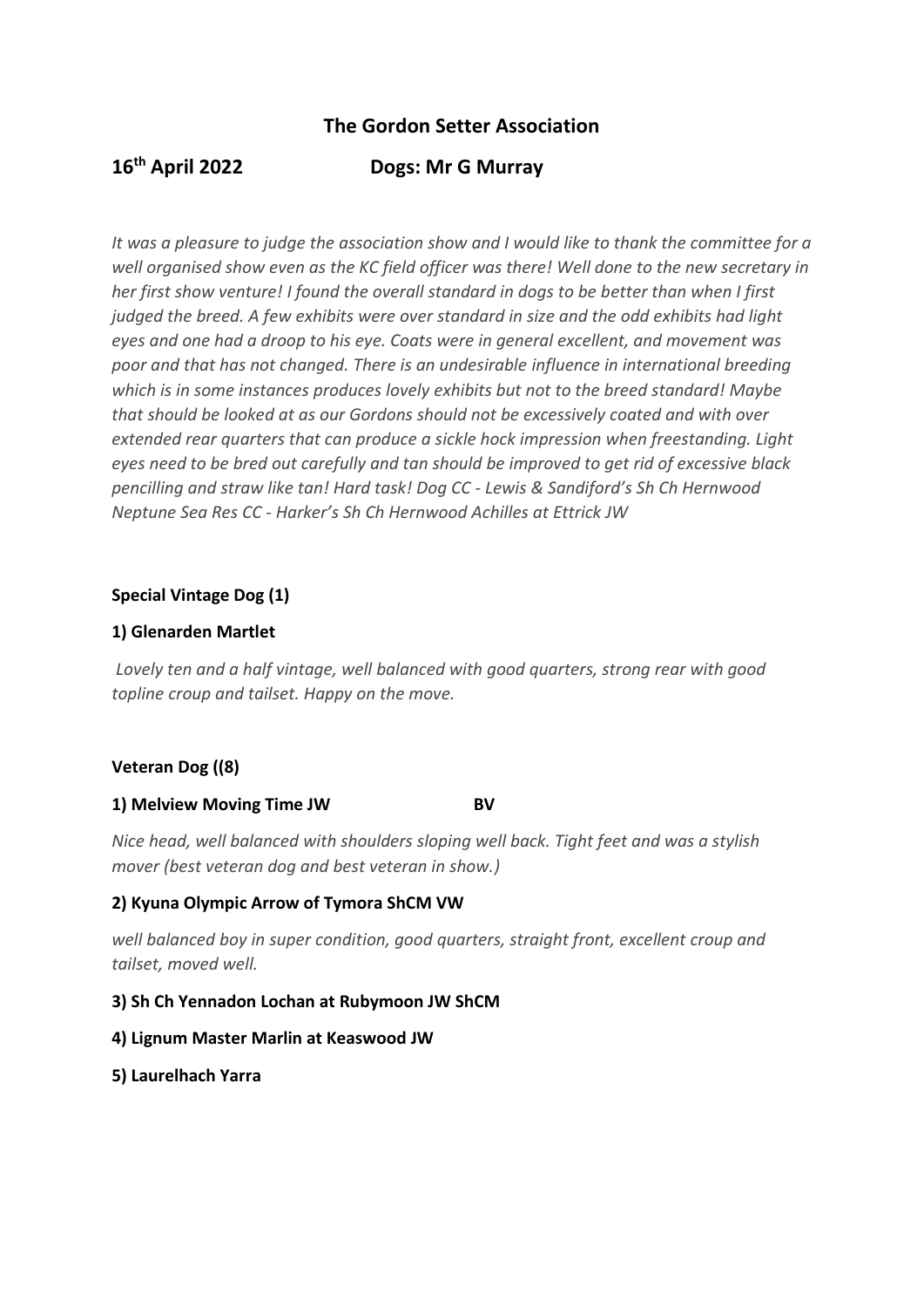# The Gordon Setter Association

## 16th April 2022 Dogs: Mr G Murray

*It was a pleasure to judge the association show and I would like to thank the committee for a well organised show even as the KC field officer was there! Well done to the new secretary in her first show venture! I found the overall standard in dogs to be better than when I first judged the breed. A few exhibits were over standard in size and the odd exhibits had light eyes and one had a droop to his eye. Coats were in general excellent, and movement was poor and that has not changed. There is an undesirable influence in international breeding which is in some instances produces lovely exhibits but not to the breed standard! Maybe that should be looked at as our Gordons should not be excessively coated and with over extended rear quarters that can produce a sickle hock impression when freestanding. Light eyes need to be bred out carefully and tan should be improved to get rid of excessive black pencilling and straw like tan! Hard task! Dog CC - Lewis & Sandiford's Sh Ch Hernwood Neptune Sea Res CC - Harker's Sh Ch Hernwood Achilles at Ettrick JW*

**Special Vintage Dog (1)**

**1) Glenarden Martlet**

*Lovely ten and a half vintage, well balanced with good quarters, strong rear with good topline croup and tailset. Happy on the move.*

**Veteran Dog ((8)**

**1) Melview Moving Time JW BV**

*Nice head, well balanced with shoulders sloping well back. Tight feet and was a stylish mover (best veteran dog and best veteran in show.)*

**2) Kyuna Olympic Arrow of Tymora ShCM VW**

*well balanced boy in super condition, good quarters, straight front, excellent croup and tailset, moved well.*

**3) Sh Ch Yennadon Lochan at Rubymoon JW ShCM**

**4) Lignum Master Marlin at Keaswood JW**

**5) Laurelhach Yarra**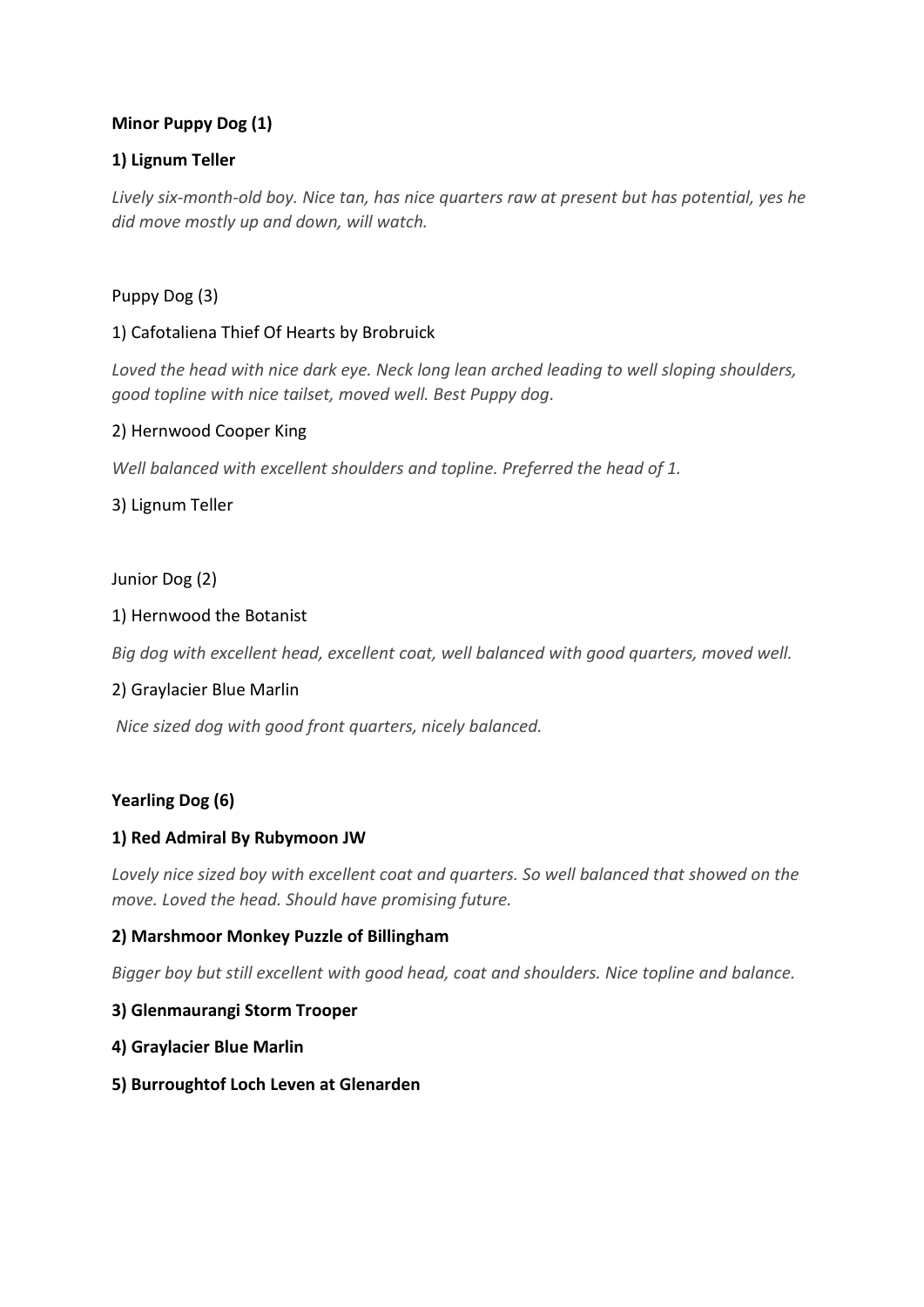**Minor Puppy Dog (1)**

**1) Lignum Teller**

*Lively six-month-old boy. Nice tan, has nice quarters raw at present but has potential, yes he did move mostly up and down, will watch.*

Puppy Dog (3)

1) Cafotaliena Thief Of Hearts by Brobruick

*Loved the head with nice dark eye. Neck long lean arched leading to well sloping shoulders, good topline with nice tailset, moved well. Best Puppy dog.*

2) Hernwood Cooper King

*Well balanced with excellent shoulders and topline. Preferred the head of 1.*

3) Lignum Teller

Junior Dog (2)

1) Hernwood the Botanist

*Big dog with excellent head, excellent coat, well balanced with good quarters, moved well.*

2) Graylacier Blue Marlin

*Nice sized dog with good front quarters, nicely balanced.*

**Yearling Dog (6)**

**1) Red Admiral By Rubymoon JW**

*Lovely nice sized boy with excellent coat and quarters. So well balanced that showed on the move. Loved the head. Should have promising future.*

**2) Marshmoor Monkey Puzzle of Billingham**

*Bigger boy but still excellent with good head, coat and shoulders. Nice topline and balance.*

**3) Glenmaurangi Storm Trooper**

**4) Graylacier Blue Marlin**

**5) Burroughtof Loch Leven at Glenarden**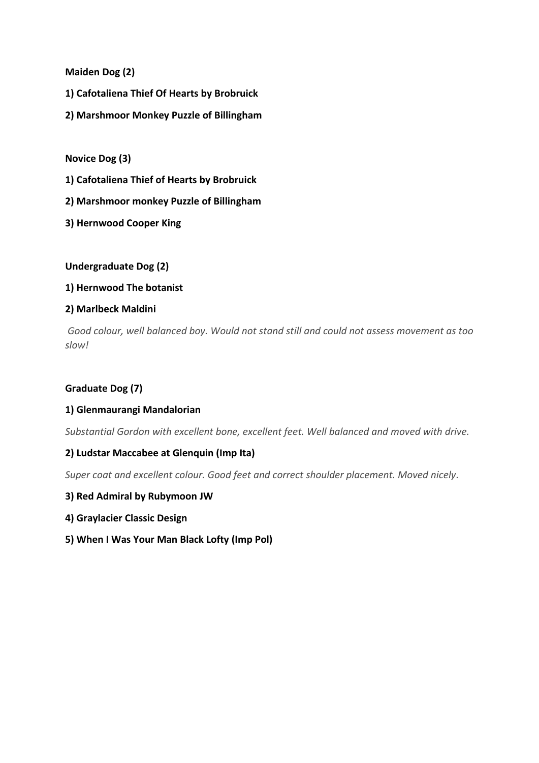**Maiden Dog (2)**

**1) Cafotaliena Thief Of Hearts by Brobruick**

**2) Marshmoor Monkey Puzzle of Billingham**

**Novice Dog (3)**

**1) Cafotaliena Thief of Hearts by Brobruick**

**2) Marshmoor monkey Puzzle of Billingham**

**3) Hernwood Cooper King**

**Undergraduate Dog (2)**

**1) Hernwood The botanist**

**2) Marlbeck Maldini**

*Good colour, well balanced boy. Would not stand still and could not assess movement as too slow!*

**Graduate Dog (7)**

**1) Glenmaurangi Mandalorian**

*Substantial Gordon with excellent bone, excellent feet. Well balanced and moved with drive.*

**2) Ludstar Maccabee at Glenquin (Imp Ita)**

*Super coat and excellent colour. Good feet and correct shoulder placement. Moved nicely.*

**3) Red Admiral by Rubymoon JW**

**4) Graylacier Classic Design**

**5) When I Was Your Man Black Lofty (Imp Pol)**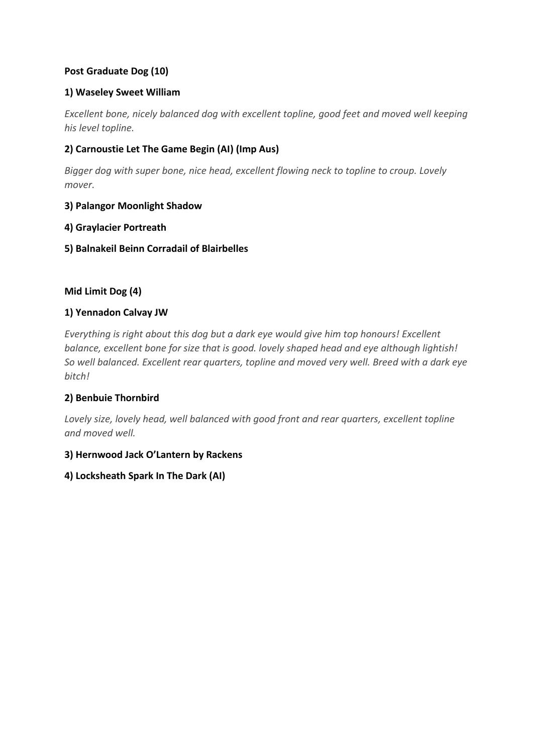**Post Graduate Dog (10)**

**1) Waseley Sweet William**

*Excellent bone, nicely balanced dog with excellent topline, good feet and moved well keeping his level topline.*

**2) Carnoustie Let The Game Begin (AI) (Imp Aus)**

*Bigger dog with super bone, nice head, excellent flowing neck to topline to croup. Lovely mover.*

**3) Palangor Moonlight Shadow**

**4) Graylacier Portreath**

**5) Balnakeil Beinn Corradail of Blairbelles**

**Mid Limit Dog (4)**

**1) Yennadon Calvay JW**

*Everything is right about this dog but a dark eye would give him top honours! Excellent balance, excellent bone for size that is good. lovely shaped head and eye although lightish! So well balanced. Excellent rear quarters, topline and moved very well. Breed with a dark eye bitch!*

**2) Benbuie Thornbird**

*Lovely size, lovely head, well balanced with good front and rear quarters, excellent topline and moved well.*

**3) Hernwood Jack O'Lantern by Rackens**

**4) Locksheath Spark In The Dark (AI)**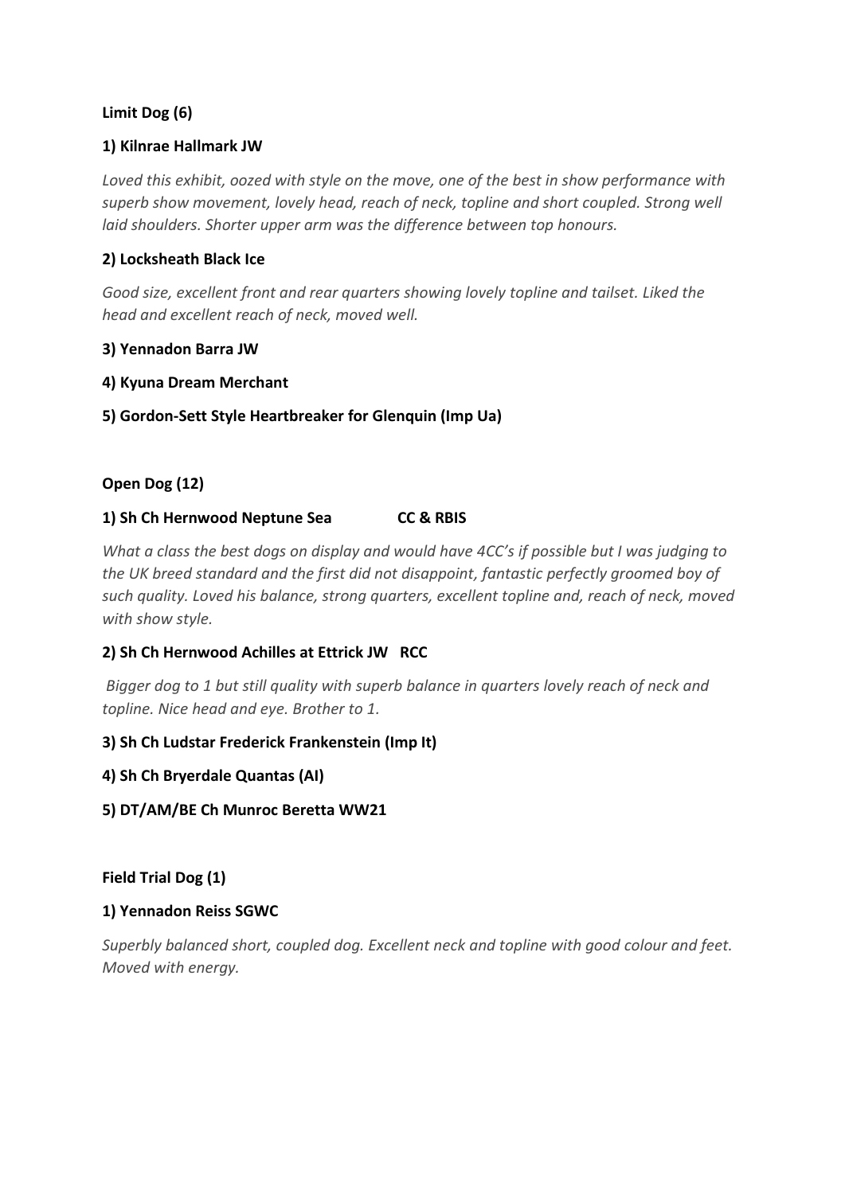**Limit Dog (6)**

**1) Kilnrae Hallmark JW**

*Loved this exhibit, oozed with style on the move, one of the best in show performance with superb show movement, lovely head, reach of neck, topline and short coupled. Strong well laid shoulders. Shorter upper arm was the difference between top honours.*

**2) Locksheath Black Ice**

*Good size, excellent front and rear quarters showing lovely topline and tailset. Liked the head and excellent reach of neck, moved well.*

**3) Yennadon Barra JW**

**4) Kyuna Dream Merchant**

**5) Gordon-Sett Style Heartbreaker for Glenquin (Imp Ua)**

**Open Dog (12)**

**1) Sh Ch Hernwood Neptune Sea CC & RBIS**

*What a class the best dogs on display and would have 4CC's if possible but I was judging to the UK breed standard and the first did not disappoint, fantastic perfectly groomed boy of such quality. Loved his balance, strong quarters, excellent topline and, reach of neck, moved with show style.*

**2) Sh Ch Hernwood Achilles at Ettrick JW RCC**

*Bigger dog to 1 but still quality with superb balance in quarters lovely reach of neck and topline. Nice head and eye. Brother to 1.*

**3) Sh Ch Ludstar Frederick Frankenstein (Imp It)**

**4) Sh Ch Bryerdale Quantas (AI)**

**5) DT/AM/BE Ch Munroc Beretta WW21**

**Field Trial Dog (1)**

**1) Yennadon Reiss SGWC**

*Superbly balanced short, coupled dog. Excellent neck and topline with good colour and feet. Moved with energy.*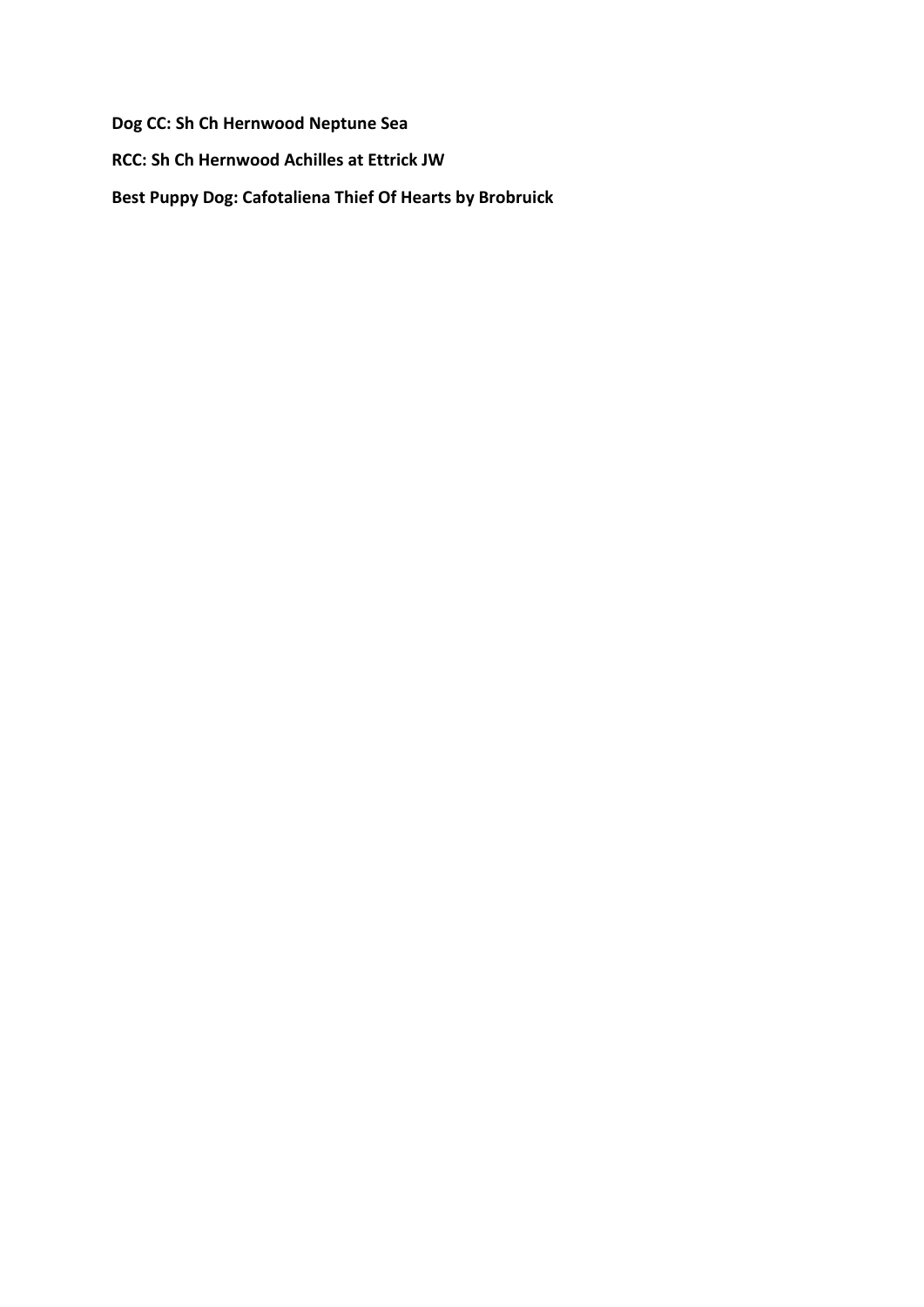**Dog CC: Sh Ch Hernwood Neptune Sea**

**RCC: Sh Ch Hernwood Achilles at Ettrick JW**

**Best Puppy Dog: Cafotaliena Thief Of Hearts by Brobruick**